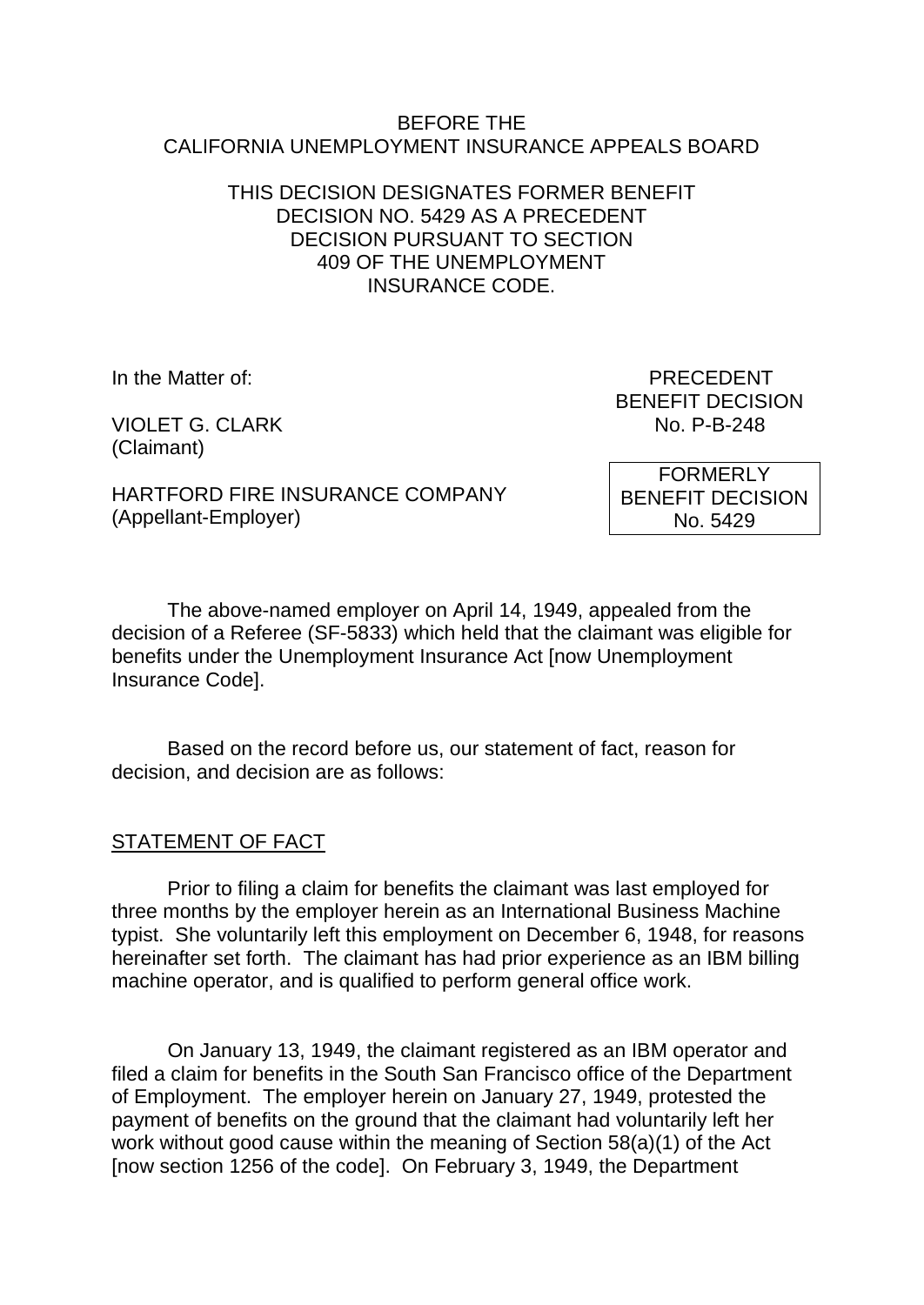BEFORE THE
CALIFORNIA UNEMPLOYMENT INSURANCE APPEALS BOARD

THIS DECISION DESIGNATES FORMER BENEFIT DECISION NO. 5429 AS A PRECEDENT DECISION PURSUANT TO SECTION 409 OF THE UNEMPLOYMENT INSURANCE CODE.

In the Matter of:

VIOLET G. CLARK
(Claimant)

HARTFORD FIRE INSURANCE COMPANY
(Appellant-Employer)

PRECEDENT
BENEFIT DECISION
No. P-B-248

FORMERLY
BENEFIT DECISION
No. 5429

The above-named employer on April 14, 1949, appealed from the decision of a Referee (SF-5833) which held that the claimant was eligible for benefits under the Unemployment Insurance Act [now Unemployment Insurance Code].

Based on the record before us, our statement of fact, reason for decision, and decision are as follows:

STATEMENT OF FACT

Prior to filing a claim for benefits the claimant was last employed for three months by the employer herein as an International Business Machine typist. She voluntarily left this employment on December 6, 1948, for reasons hereinafter set forth. The claimant has had prior experience as an IBM billing machine operator, and is qualified to perform general office work.

On January 13, 1949, the claimant registered as an IBM operator and filed a claim for benefits in the South San Francisco office of the Department of Employment. The employer herein on January 27, 1949, protested the payment of benefits on the ground that the claimant had voluntarily left her work without good cause within the meaning of Section 58(a)(1) of the Act [now section 1256 of the code]. On February 3, 1949, the Department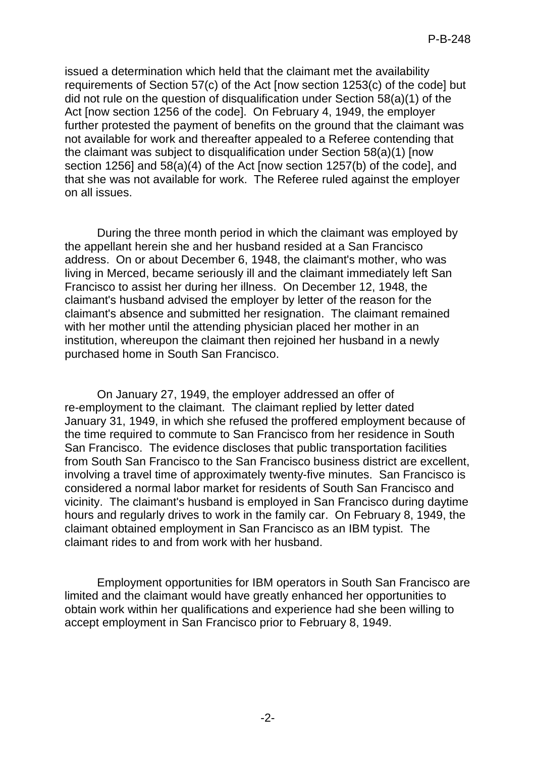issued a determination which held that the claimant met the availability requirements of Section 57(c) of the Act [now section 1253(c) of the code] but did not rule on the question of disqualification under Section 58(a)(1) of the Act [now section 1256 of the code]. On February 4, 1949, the employer further protested the payment of benefits on the ground that the claimant was not available for work and thereafter appealed to a Referee contending that the claimant was subject to disqualification under Section 58(a)(1) [now section 1256] and 58(a)(4) of the Act [now section 1257(b) of the code], and that she was not available for work. The Referee ruled against the employer on all issues.

During the three month period in which the claimant was employed by the appellant herein she and her husband resided at a San Francisco address. On or about December 6, 1948, the claimant's mother, who was living in Merced, became seriously ill and the claimant immediately left San Francisco to assist her during her illness. On December 12, 1948, the claimant's husband advised the employer by letter of the reason for the claimant's absence and submitted her resignation. The claimant remained with her mother until the attending physician placed her mother in an institution, whereupon the claimant then rejoined her husband in a newly purchased home in South San Francisco.

On January 27, 1949, the employer addressed an offer of re-employment to the claimant. The claimant replied by letter dated January 31, 1949, in which she refused the proffered employment because of the time required to commute to San Francisco from her residence in South San Francisco. The evidence discloses that public transportation facilities from South San Francisco to the San Francisco business district are excellent, involving a travel time of approximately twenty-five minutes. San Francisco is considered a normal labor market for residents of South San Francisco and vicinity. The claimant's husband is employed in San Francisco during daytime hours and regularly drives to work in the family car. On February 8, 1949, the claimant obtained employment in San Francisco as an IBM typist. The claimant rides to and from work with her husband.

Employment opportunities for IBM operators in South San Francisco are limited and the claimant would have greatly enhanced her opportunities to obtain work within her qualifications and experience had she been willing to accept employment in San Francisco prior to February 8, 1949.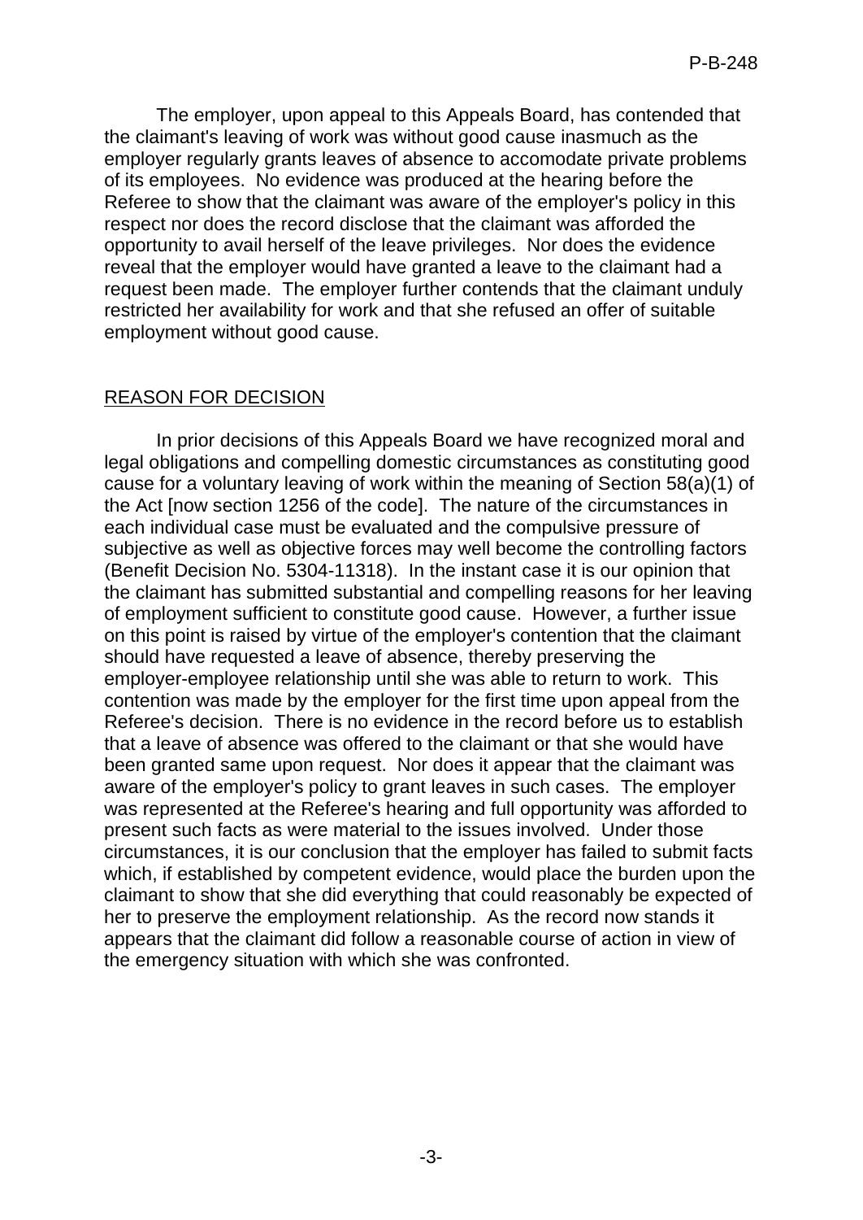The employer, upon appeal to this Appeals Board, has contended that the claimant's leaving of work was without good cause inasmuch as the employer regularly grants leaves of absence to accomodate private problems of its employees. No evidence was produced at the hearing before the Referee to show that the claimant was aware of the employer's policy in this respect nor does the record disclose that the claimant was afforded the opportunity to avail herself of the leave privileges. Nor does the evidence reveal that the employer would have granted a leave to the claimant had a request been made. The employer further contends that the claimant unduly restricted her availability for work and that she refused an offer of suitable employment without good cause.

## REASON FOR DECISION

In prior decisions of this Appeals Board we have recognized moral and legal obligations and compelling domestic circumstances as constituting good cause for a voluntary leaving of work within the meaning of Section 58(a)(1) of the Act [now section 1256 of the code]. The nature of the circumstances in each individual case must be evaluated and the compulsive pressure of subjective as well as objective forces may well become the controlling factors (Benefit Decision No. 5304-11318). In the instant case it is our opinion that the claimant has submitted substantial and compelling reasons for her leaving of employment sufficient to constitute good cause. However, a further issue on this point is raised by virtue of the employer's contention that the claimant should have requested a leave of absence, thereby preserving the employer-employee relationship until she was able to return to work. This contention was made by the employer for the first time upon appeal from the Referee's decision. There is no evidence in the record before us to establish that a leave of absence was offered to the claimant or that she would have been granted same upon request. Nor does it appear that the claimant was aware of the employer's policy to grant leaves in such cases. The employer was represented at the Referee's hearing and full opportunity was afforded to present such facts as were material to the issues involved. Under those circumstances, it is our conclusion that the employer has failed to submit facts which, if established by competent evidence, would place the burden upon the claimant to show that she did everything that could reasonably be expected of her to preserve the employment relationship. As the record now stands it appears that the claimant did follow a reasonable course of action in view of the emergency situation with which she was confronted.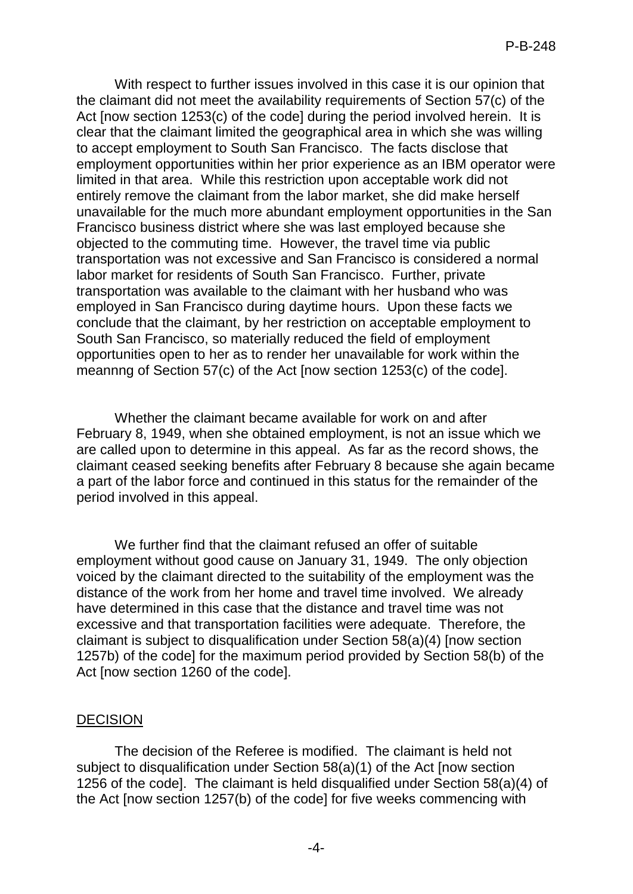With respect to further issues involved in this case it is our opinion that the claimant did not meet the availability requirements of Section 57(c) of the Act [now section 1253(c) of the code] during the period involved herein. It is clear that the claimant limited the geographical area in which she was willing to accept employment to South San Francisco. The facts disclose that employment opportunities within her prior experience as an IBM operator were limited in that area. While this restriction upon acceptable work did not entirely remove the claimant from the labor market, she did make herself unavailable for the much more abundant employment opportunities in the San Francisco business district where she was last employed because she objected to the commuting time. However, the travel time via public transportation was not excessive and San Francisco is considered a normal labor market for residents of South San Francisco. Further, private transportation was available to the claimant with her husband who was employed in San Francisco during daytime hours. Upon these facts we conclude that the claimant, by her restriction on acceptable employment to South San Francisco, so materially reduced the field of employment opportunities open to her as to render her unavailable for work within the meannng of Section 57(c) of the Act [now section 1253(c) of the code].

Whether the claimant became available for work on and after February 8, 1949, when she obtained employment, is not an issue which we are called upon to determine in this appeal. As far as the record shows, the claimant ceased seeking benefits after February 8 because she again became a part of the labor force and continued in this status for the remainder of the period involved in this appeal.

We further find that the claimant refused an offer of suitable employment without good cause on January 31, 1949. The only objection voiced by the claimant directed to the suitability of the employment was the distance of the work from her home and travel time involved. We already have determined in this case that the distance and travel time was not excessive and that transportation facilities were adequate. Therefore, the claimant is subject to disqualification under Section 58(a)(4) [now section 1257b) of the code] for the maximum period provided by Section 58(b) of the Act [now section 1260 of the code].

## DECISION

The decision of the Referee is modified. The claimant is held not subject to disqualification under Section 58(a)(1) of the Act [now section 1256 of the code]. The claimant is held disqualified under Section 58(a)(4) of the Act [now section 1257(b) of the code] for five weeks commencing with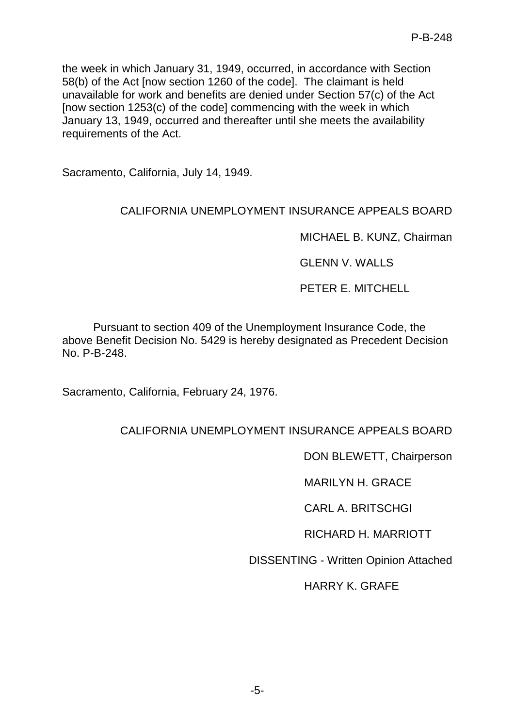the week in which January 31, 1949, occurred, in accordance with Section 58(b) of the Act [now section 1260 of the code]. The claimant is held unavailable for work and benefits are denied under Section 57(c) of the Act [now section 1253(c) of the code] commencing with the week in which January 13, 1949, occurred and thereafter until she meets the availability requirements of the Act.

Sacramento, California, July 14, 1949.

CALIFORNIA UNEMPLOYMENT INSURANCE APPEALS BOARD

MICHAEL B. KUNZ, Chairman

GLENN V. WALLS

PETER E. MITCHELL

Pursuant to section 409 of the Unemployment Insurance Code, the above Benefit Decision No. 5429 is hereby designated as Precedent Decision No. P-B-248.

Sacramento, California, February 24, 1976.

CALIFORNIA UNEMPLOYMENT INSURANCE APPEALS BOARD

DON BLEWETT, Chairperson

MARILYN H. GRACE

CARL A. BRITSCHGI

RICHARD H. MARRIOTT

DISSENTING - Written Opinion Attached

HARRY K. GRAFE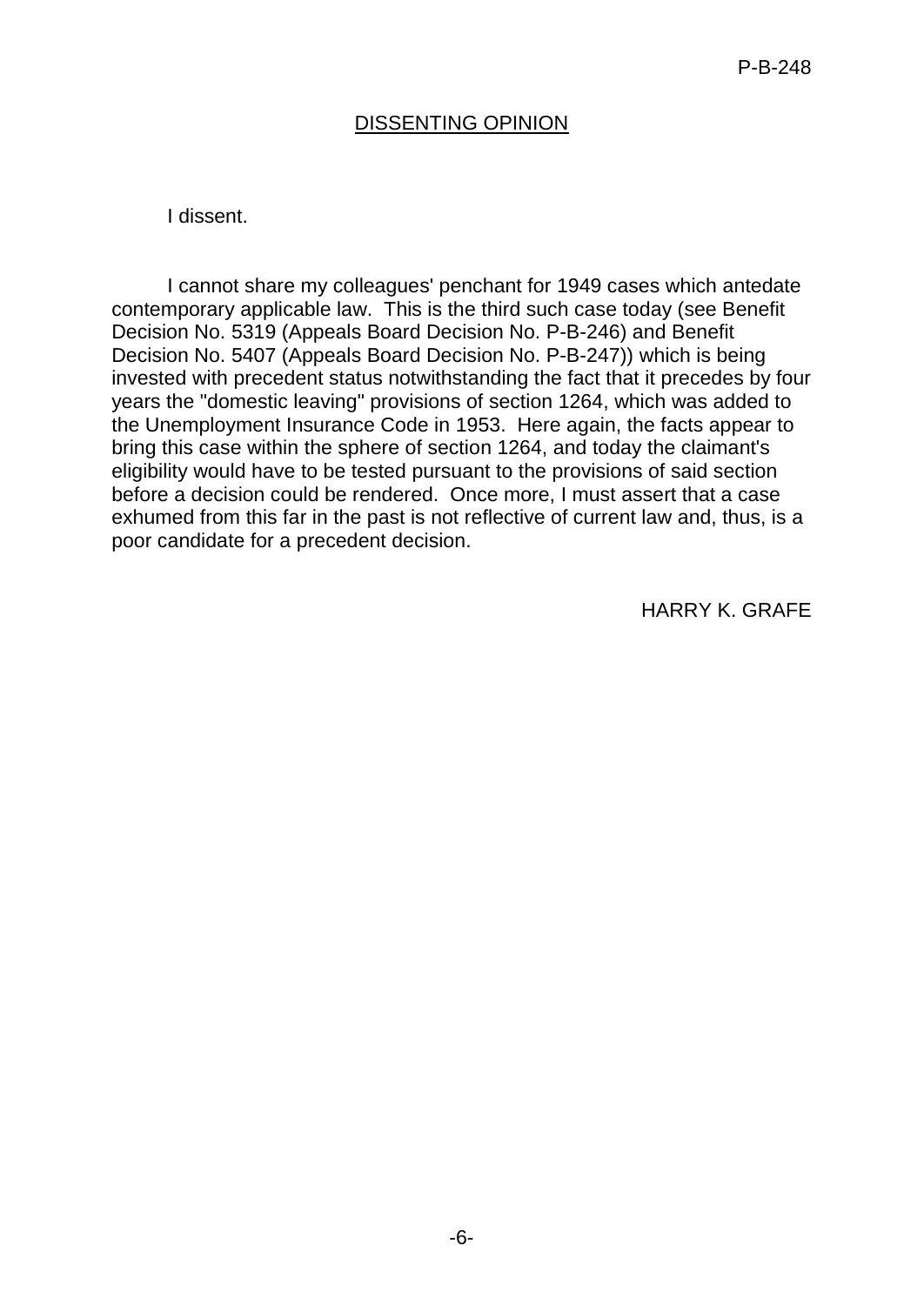## DISSENTING OPINION

I dissent.

I cannot share my colleagues' penchant for 1949 cases which antedate contemporary applicable law. This is the third such case today (see Benefit Decision No. 5319 (Appeals Board Decision No. P-B-246) and Benefit Decision No. 5407 (Appeals Board Decision No. P-B-247)) which is being invested with precedent status notwithstanding the fact that it precedes by four years the "domestic leaving" provisions of section 1264, which was added to the Unemployment Insurance Code in 1953. Here again, the facts appear to bring this case within the sphere of section 1264, and today the claimant's eligibility would have to be tested pursuant to the provisions of said section before a decision could be rendered. Once more, I must assert that a case exhumed from this far in the past is not reflective of current law and, thus, is a poor candidate for a precedent decision.

HARRY K. GRAFE